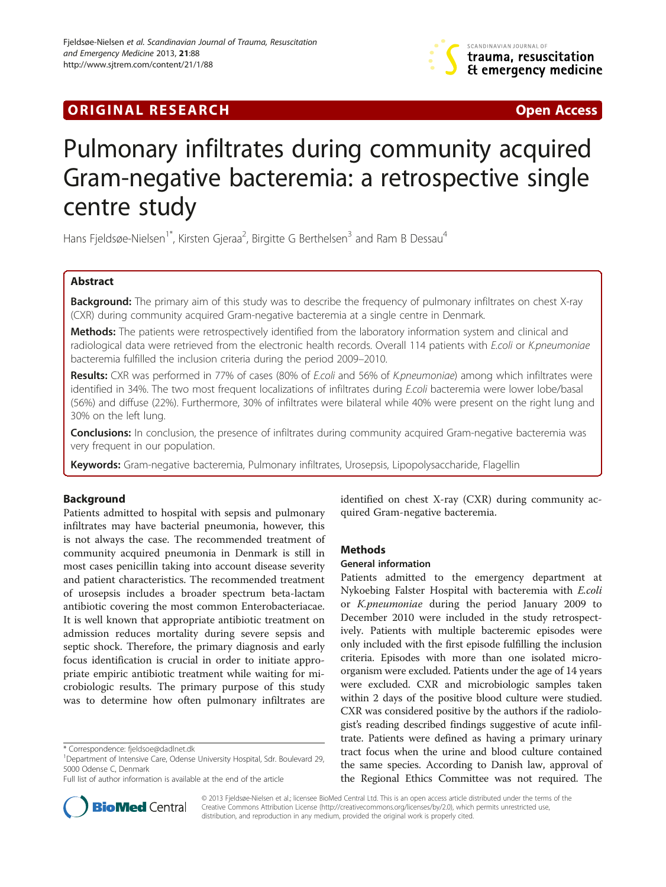ORIGINAL RESEARCH Open Access

# Pulmonary infiltrates during community acquired Gram-negative bacteremia: a retrospective single centre study

Hans Fjeldsøe-Nielsen[1*], Kirsten Gjeraa[2], Birgitte G Berthelsen[3] and Ram B Dessau[4]

## Abstract

**Background:** The primary aim of this study was to describe the frequency of pulmonary infiltrates on chest X-ray (CXR) during community acquired Gram-negative bacteremia at a single centre in Denmark.

**Methods:** The patients were retrospectively identified from the laboratory information system and clinical and radiological data were retrieved from the electronic health records. Overall 114 patients with *E.coli* or *K.pneumoniae* bacteremia fulfilled the inclusion criteria during the period 2009–2010.

**Results:** CXR was performed in 77% of cases (80% of *E.coli* and 56% of *K.pneumoniae*) among which infiltrates were identified in 34%. The two most frequent localizations of infiltrates during *E.coli* bacteremia were lower lobe/basal (56%) and diffuse (22%). Furthermore, 30% of infiltrates were bilateral while 40% were present on the right lung and 30% on the left lung.

**Conclusions:** In conclusion, the presence of infiltrates during community acquired Gram-negative bacteremia was very frequent in our population.

**Keywords:** Gram-negative bacteremia, Pulmonary infiltrates, Urosepsis, Lipopolysaccharide, Flagellin

## Background

Patients admitted to hospital with sepsis and pulmonary infiltrates may have bacterial pneumonia, however, this is not always the case. The recommended treatment of community acquired pneumonia in Denmark is still in most cases penicillin taking into account disease severity and patient characteristics. The recommended treatment of urosepsis includes a broader spectrum beta-lactam antibiotic covering the most common Enterobacteriacae. It is well known that appropriate antibiotic treatment on admission reduces mortality during severe sepsis and septic shock. Therefore, the primary diagnosis and early focus identification is crucial in order to initiate appropriate empiric antibiotic treatment while waiting for microbiologic results. The primary purpose of this study was to determine how often pulmonary infiltrates are identified on chest X-ray (CXR) during community acquired Gram-negative bacteremia.

## Methods

### General information

Patients admitted to the emergency department at Nykoebing Falster Hospital with bacteremia with *E.coli* or *K.pneumoniae* during the period January 2009 to December 2010 were included in the study retrospectively. Patients with multiple bacteremic episodes were only included with the first episode fulfilling the inclusion criteria. Episodes with more than one isolated microorganism were excluded. Patients under the age of 14 years were excluded. CXR and microbiologic samples taken within 2 days of the positive blood culture were studied. CXR was considered positive by the authors if the radiologist's reading described findings suggestive of acute infiltrate. Patients were defined as having a primary urinary tract focus when the urine and blood culture contained the same species. According to Danish law, approval of the Regional Ethics Committee was not required. The

* Correspondence: fjeldsoe@dadlnet.dk

[1]Department of Intensive Care, Odense University Hospital, Sdr. Boulevard 29, 5000 Odense C, Denmark

Full list of author information is available at the end of the article

© 2013 Fjeldsøe-Nielsen et al.; licensee BioMed Central Ltd. This is an open access article distributed under the terms of the Creative Commons Attribution License (http://creativecommons.org/licenses/by/2.0), which permits unrestricted use, distribution, and reproduction in any medium, provided the original work is properly cited.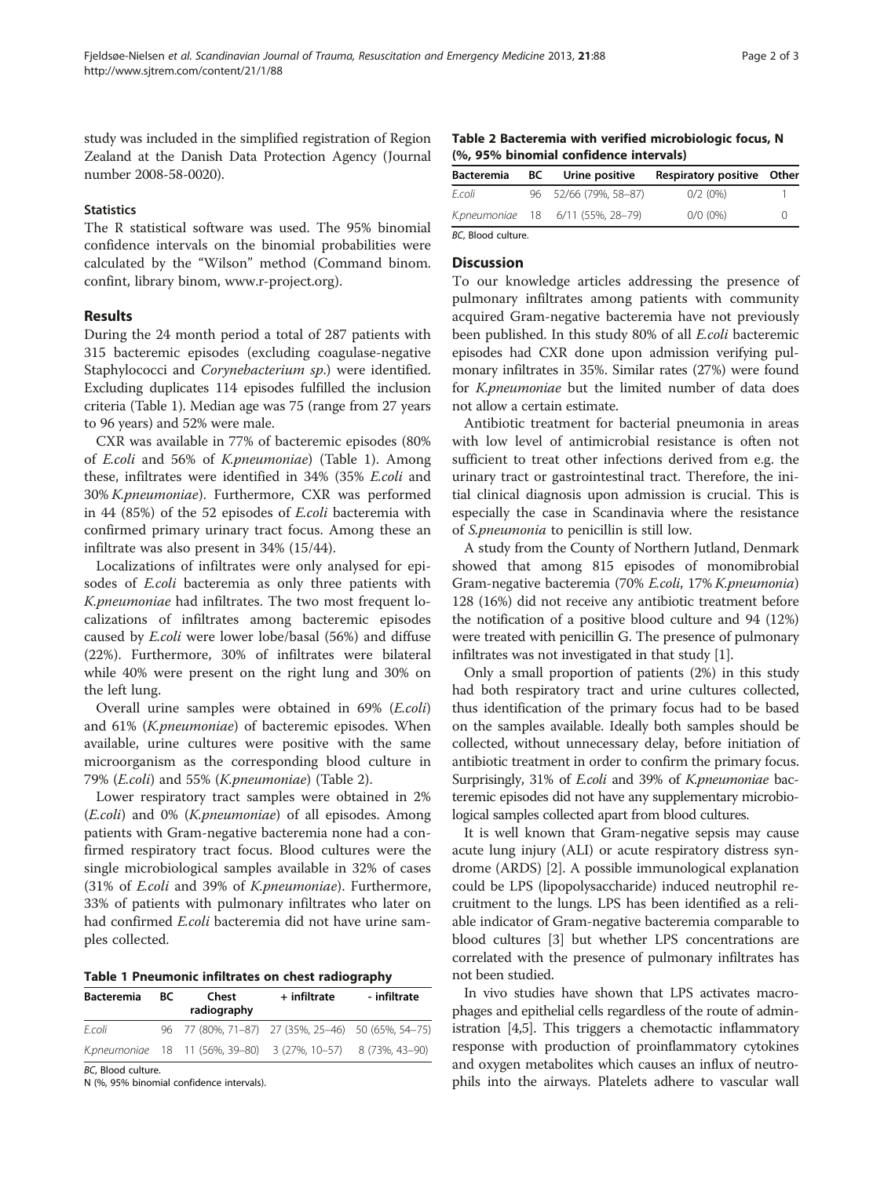study was included in the simplified registration of Region Zealand at the Danish Data Protection Agency (Journal number 2008-58-0020).

### Statistics

The R statistical software was used. The 95% binomial confidence intervals on the binomial probabilities were calculated by the "Wilson" method (Command binom. confint, library binom, www.r-project.org).

## Results

During the 24 month period a total of 287 patients with 315 bacteremic episodes (excluding coagulase-negative Staphylococci and *Corynebacterium sp.*) were identified. Excluding duplicates 114 episodes fulfilled the inclusion criteria (Table 1). Median age was 75 (range from 27 years to 96 years) and 52% were male.

CXR was available in 77% of bacteremic episodes (80% of *E.coli* and 56% of *K.pneumoniae*) (Table 1). Among these, infiltrates were identified in 34% (35% *E.coli* and 30% *K.pneumoniae*). Furthermore, CXR was performed in 44 (85%) of the 52 episodes of *E.coli* bacteremia with confirmed primary urinary tract focus. Among these an infiltrate was also present in 34% (15/44).

Localizations of infiltrates were only analysed for episodes of *E.coli* bacteremia as only three patients with *K.pneumoniae* had infiltrates. The two most frequent localizations of infiltrates among bacteremic episodes caused by *E.coli* were lower lobe/basal (56%) and diffuse (22%). Furthermore, 30% of infiltrates were bilateral while 40% were present on the right lung and 30% on the left lung.

Overall urine samples were obtained in 69% (*E.coli*) and 61% (*K.pneumoniae*) of bacteremic episodes. When available, urine cultures were positive with the same microorganism as the corresponding blood culture in 79% (*E.coli*) and 55% (*K.pneumoniae*) (Table 2).

Lower respiratory tract samples were obtained in 2% (*E.coli*) and 0% (*K.pneumoniae*) of all episodes. Among patients with Gram-negative bacteremia none had a confirmed respiratory tract focus. Blood cultures were the single microbiological samples available in 32% of cases (31% of *E.coli* and 39% of *K.pneumoniae*). Furthermore, 33% of patients with pulmonary infiltrates who later on had confirmed *E.coli* bacteremia did not have urine samples collected.

**Table 1 Pneumonic infiltrates on chest radiography**

| Bacteremia | BC | Chest radiography | + infiltrate | - infiltrate |
|---|---|---|---|---|
| *E.coli* | 96 | 77 (80%, 71–87) | 27 (35%, 25–46) | 50 (65%, 54–75) |
| *K.pneumoniae* | 18 | 11 (56%, 39–80) | 3 (27%, 10–57) | 8 (73%, 43–90) |

*BC*, Blood culture.
N (%, 95% binomial confidence intervals).

**Table 2 Bacteremia with verified microbiologic focus, N (%, 95% binomial confidence intervals)**

| Bacteremia | BC | Urine positive | Respiratory positive | Other |
|---|---|---|---|---|
| *E.coli* | 96 | 52/66 (79%, 58–87) | 0/2 (0%) | 1 |
| *K.pneumoniae* | 18 | 6/11 (55%, 28–79) | 0/0 (0%) | 0 |

*BC*, Blood culture.

## Discussion

To our knowledge articles addressing the presence of pulmonary infiltrates among patients with community acquired Gram-negative bacteremia have not previously been published. In this study 80% of all *E.coli* bacteremic episodes had CXR done upon admission verifying pulmonary infiltrates in 35%. Similar rates (27%) were found for *K.pneumoniae* but the limited number of data does not allow a certain estimate.

Antibiotic treatment for bacterial pneumonia in areas with low level of antimicrobial resistance is often not sufficient to treat other infections derived from e.g. the urinary tract or gastrointestinal tract. Therefore, the initial clinical diagnosis upon admission is crucial. This is especially the case in Scandinavia where the resistance of *S.pneumonia* to penicillin is still low.

A study from the County of Northern Jutland, Denmark showed that among 815 episodes of monomibrobial Gram-negative bacteremia (70% *E.coli*, 17% *K.pneumonia*) 128 (16%) did not receive any antibiotic treatment before the notification of a positive blood culture and 94 (12%) were treated with penicillin G. The presence of pulmonary infiltrates was not investigated in that study [1].

Only a small proportion of patients (2%) in this study had both respiratory tract and urine cultures collected, thus identification of the primary focus had to be based on the samples available. Ideally both samples should be collected, without unnecessary delay, before initiation of antibiotic treatment in order to confirm the primary focus. Surprisingly, 31% of *E.coli* and 39% of *K.pneumoniae* bacteremic episodes did not have any supplementary microbiological samples collected apart from blood cultures.

It is well known that Gram-negative sepsis may cause acute lung injury (ALI) or acute respiratory distress syndrome (ARDS) [2]. A possible immunological explanation could be LPS (lipopolysaccharide) induced neutrophil recruitment to the lungs. LPS has been identified as a reliable indicator of Gram-negative bacteremia comparable to blood cultures [3] but whether LPS concentrations are correlated with the presence of pulmonary infiltrates has not been studied.

In vivo studies have shown that LPS activates macrophages and epithelial cells regardless of the route of administration [4,5]. This triggers a chemotactic inflammatory response with production of proinflammatory cytokines and oxygen metabolites which causes an influx of neutrophils into the airways. Platelets adhere to vascular wall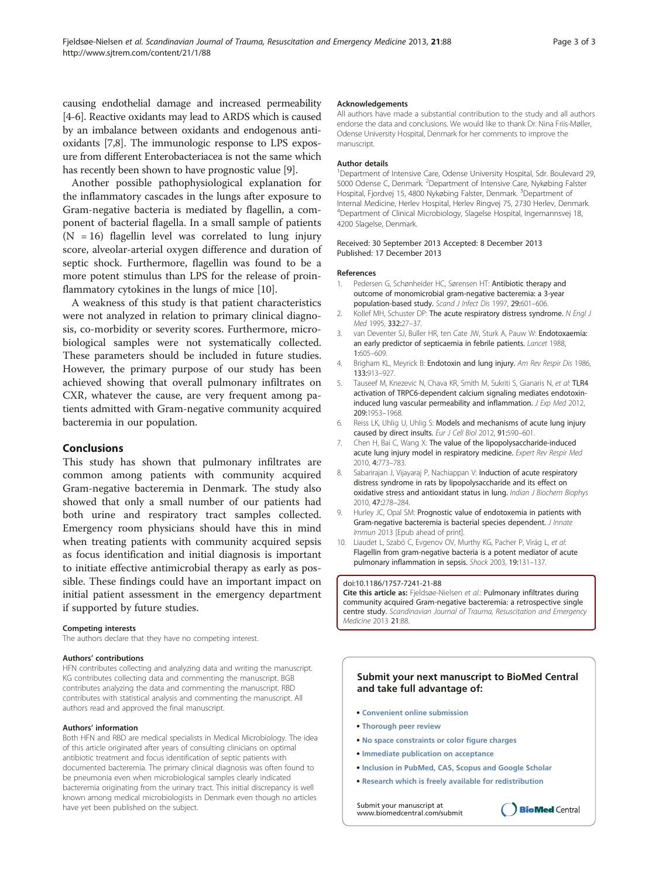causing endothelial damage and increased permeability [4-6]. Reactive oxidants may lead to ARDS which is caused by an imbalance between oxidants and endogenous antioxidants [7,8]. The immunologic response to LPS exposure from different Enterobacteriacea is not the same which has recently been shown to have prognostic value [9].

Another possible pathophysiological explanation for the inflammatory cascades in the lungs after exposure to Gram-negative bacteria is mediated by flagellin, a component of bacterial flagella. In a small sample of patients (N = 16) flagellin level was correlated to lung injury score, alveolar-arterial oxygen difference and duration of septic shock. Furthermore, flagellin was found to be a more potent stimulus than LPS for the release of proinflammatory cytokines in the lungs of mice [10].

A weakness of this study is that patient characteristics were not analyzed in relation to primary clinical diagnosis, co-morbidity or severity scores. Furthermore, microbiological samples were not systematically collected. These parameters should be included in future studies. However, the primary purpose of our study has been achieved showing that overall pulmonary infiltrates on CXR, whatever the cause, are very frequent among patients admitted with Gram-negative community acquired bacteremia in our population.

## Conclusions

This study has shown that pulmonary infiltrates are common among patients with community acquired Gram-negative bacteremia in Denmark. The study also showed that only a small number of our patients had both urine and respiratory tract samples collected. Emergency room physicians should have this in mind when treating patients with community acquired sepsis as focus identification and initial diagnosis is important to initiate effective antimicrobial therapy as early as possible. These findings could have an important impact on initial patient assessment in the emergency department if supported by future studies.

#### Competing interests
The authors declare that they have no competing interest.

#### Authors' contributions
HFN contributes collecting and analyzing data and writing the manuscript. KG contributes collecting data and commenting the manuscript. BGB contributes analyzing the data and commenting the manuscript. RBD contributes with statistical analysis and commenting the manuscript. All authors read and approved the final manuscript.

#### Authors' information
Both HFN and RBD are medical specialists in Medical Microbiology. The idea of this article originated after years of consulting clinicians on optimal antibiotic treatment and focus identification of septic patients with documented bacteremia. The primary clinical diagnosis was often found to be pneumonia even when microbiological samples clearly indicated bacteremia originating from the urinary tract. This initial discrepancy is well known among medical microbiologists in Denmark even though no articles have yet been published on the subject.

#### Acknowledgements
All authors have made a substantial contribution to the study and all authors endorse the data and conclusions. We would like to thank Dr. Nina Friis-Møller, Odense University Hospital, Denmark for her comments to improve the manuscript.

#### Author details
[1]Department of Intensive Care, Odense University Hospital, Sdr. Boulevard 29, 5000 Odense C, Denmark. [2]Department of Intensive Care, Nykøbing Falster Hospital, Fjordvej 15, 4800 Nykøbing Falster, Denmark. [3]Department of Internal Medicine, Herlev Hospital, Herlev Ringvej 75, 2730 Herlev, Denmark. [4]Department of Clinical Microbiology, Slagelse Hospital, Ingemannsvej 18, 4200 Slagelse, Denmark.

Received: 30 September 2013 Accepted: 8 December 2013
Published: 17 December 2013

#### References

1. Pedersen G, Schønheider HC, Sørensen HT: **Antibiotic therapy and outcome of monomicrobial gram-negative bacteremia: a 3-year population-based study.** *Scand J Infect Dis* 1997, **29:**601–606.
2. Kollef MH, Schuster DP: **The acute respiratory distress syndrome.** *N Engl J Med* 1995, **332:**27–37.
3. van Deventer SJ, Buller HR, ten Cate JW, Sturk A, Pauw W: **Endotoxaemia: an early predictor of septicaemia in febrile patients.** *Lancet* 1988, **1:**605–609.
4. Brigham KL, Meyrick B: **Endotoxin and lung injury.** *Am Rev Respir Dis* 1986, **133:**913–927.
5. Tauseef M, Knezevic N, Chava KR, Smith M, Sukriti S, Gianaris N, *et al*: **TLR4 activation of TRPC6-dependent calcium signaling mediates endotoxin-induced lung vascular permeability and inflammation.** *J Exp Med* 2012, **209:**1953–1968.
6. Reiss LK, Uhlig U, Uhlig S: **Models and mechanisms of acute lung injury caused by direct insults.** *Eur J Cell Biol* 2012, **91:**590–601.
7. Chen H, Bai C, Wang X: **The value of the lipopolysaccharide-induced acute lung injury model in respiratory medicine.** *Expert Rev Respir Med* 2010, **4:**773–783.
8. Sabarirajan J, Vijayaraj P, Nachiappan V: **Induction of acute respiratory distress syndrome in rats by lipopolysaccharide and its effect on oxidative stress and antioxidant status in lung.** *Indian J Biochem Biophys* 2010, **47:**278–284.
9. Hurley JC, Opal SM: **Prognostic value of endotoxemia in patients with Gram-negative bacteremia is bacterial species dependent.** *J Innate Immun* 2013 [Epub ahead of print].
10. Liaudet L, Szabó C, Evgenov OV, Murthy KG, Pacher P, Virág L, *et al*: **Flagellin from gram-negative bacteria is a potent mediator of acute pulmonary inflammation in sepsis.** *Shock* 2003, **19:**131–137.

doi:10.1186/1757-7241-21-88
**Cite this article as:** Fjeldsøe-Nielsen *et al.*: **Pulmonary infiltrates during community acquired Gram-negative bacteremia: a retrospective single centre study.** *Scandinavian Journal of Trauma, Resuscitation and Emergency Medicine* 2013 **21**:88.

**Submit your next manuscript to BioMed Central and take full advantage of:**

- Convenient online submission
- Thorough peer review
- No space constraints or color figure charges
- Immediate publication on acceptance
- Inclusion in PubMed, CAS, Scopus and Google Scholar
- Research which is freely available for redistribution

Submit your manuscript at www.biomedcentral.com/submit

BioMed Central